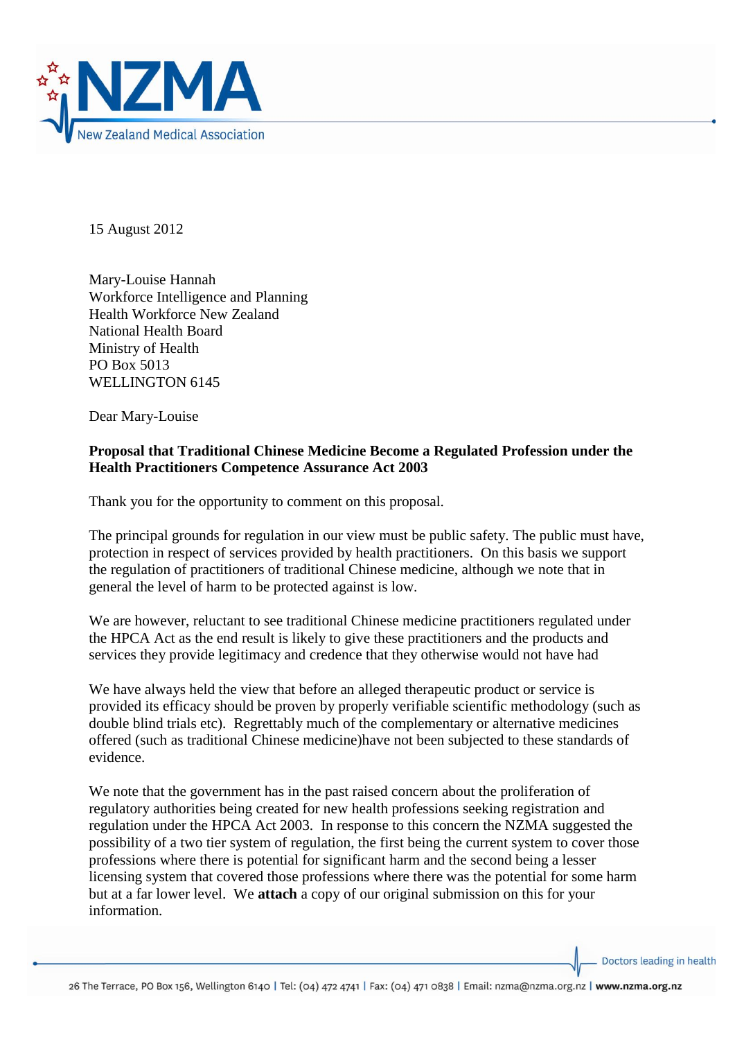15 August 2012

Mary-Louise Hannah
Workforce Intelligence and Planning
Health Workforce New Zealand
National Health Board
Ministry of Health
PO Box 5013
WELLINGTON 6145

Dear Mary-Louise

**Proposal that Traditional Chinese Medicine Become a Regulated Profession under the Health Practitioners Competence Assurance Act 2003**

Thank you for the opportunity to comment on this proposal.

The principal grounds for regulation in our view must be public safety. The public must have, protection in respect of services provided by health practitioners. On this basis we support the regulation of practitioners of traditional Chinese medicine, although we note that in general the level of harm to be protected against is low.

We are however, reluctant to see traditional Chinese medicine practitioners regulated under the HPCA Act as the end result is likely to give these practitioners and the products and services they provide legitimacy and credence that they otherwise would not have had

We have always held the view that before an alleged therapeutic product or service is provided its efficacy should be proven by properly verifiable scientific methodology (such as double blind trials etc). Regrettably much of the complementary or alternative medicines offered (such as traditional Chinese medicine)have not been subjected to these standards of evidence.

We note that the government has in the past raised concern about the proliferation of regulatory authorities being created for new health professions seeking registration and regulation under the HPCA Act 2003. In response to this concern the NZMA suggested the possibility of a two tier system of regulation, the first being the current system to cover those professions where there is potential for significant harm and the second being a lesser licensing system that covered those professions where there was the potential for some harm but at a far lower level. We **attach** a copy of our original submission on this for your information.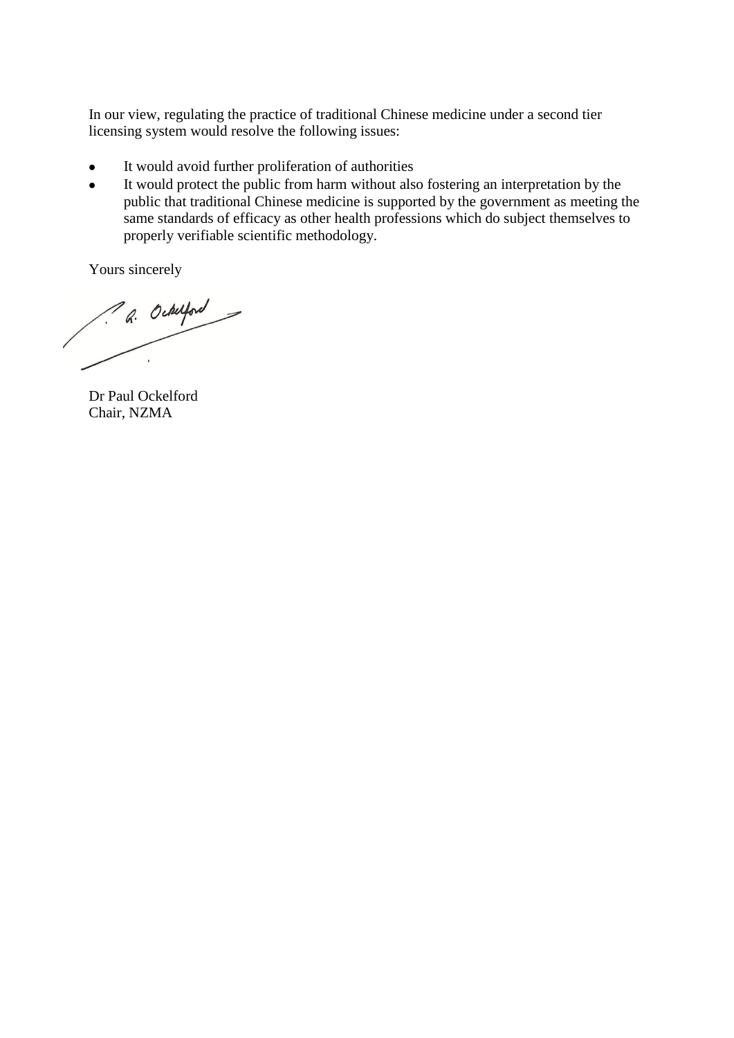In our view, regulating the practice of traditional Chinese medicine under a second tier licensing system would resolve the following issues:

- It would avoid further proliferation of authorities
- It would protect the public from harm without also fostering an interpretation by the public that traditional Chinese medicine is supported by the government as meeting the same standards of efficacy as other health professions which do subject themselves to properly verifiable scientific methodology.

Yours sincerely

Dr Paul Ockelford
Chair, NZMA